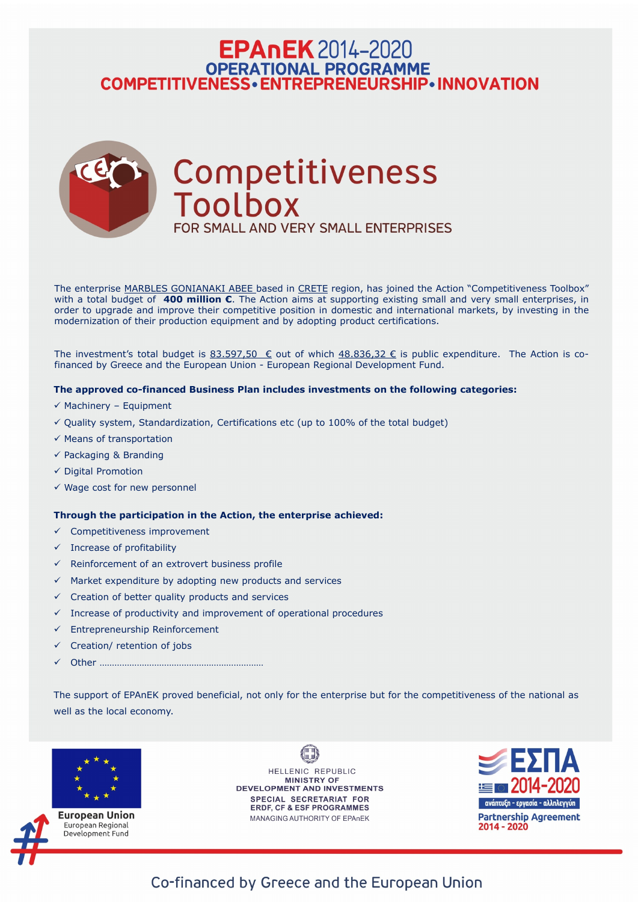# EPAnEK 2014-2020
## OPERATIONAL PROGRAMME
## COMPETITIVENESS • ENTREPRENEURSHIP • INNOVATION

# Competitiveness Toolbox
### FOR SMALL AND VERY SMALL ENTERPRISES

The enterprise MARBLES GONIANAKI ABEE based in CRETE region, has joined the Action "Competitiveness Toolbox" with a total budget of **400 million €**. The Action aims at supporting existing small and very small enterprises, in order to upgrade and improve their competitive position in domestic and international markets, by investing in the modernization of their production equipment and by adopting product certifications.

The investment's total budget is 83.597,50 € out of which 48.836,32 € is public expenditure. The Action is co-financed by Greece and the European Union - European Regional Development Fund.

**The approved co-financed Business Plan includes investments on the following categories:**

- ✓ Machinery – Equipment
- ✓ Quality system, Standardization, Certifications etc (up to 100% of the total budget)
- ✓ Means of transportation
- ✓ Packaging & Branding
- ✓ Digital Promotion
- ✓ Wage cost for new personnel

**Through the participation in the Action, the enterprise achieved:**

- ✓ Competitiveness improvement
- ✓ Increase of profitability
- ✓ Reinforcement of an extrovert business profile
- ✓ Market expenditure by adopting new products and services
- ✓ Creation of better quality products and services
- ✓ Increase of productivity and improvement of operational procedures
- ✓ Entrepreneurship Reinforcement
- ✓ Creation/ retention of jobs
- ✓ Other ………………………………………………………

The support of EPAnEK proved beneficial, not only for the enterprise but for the competitiveness of the national as well as the local economy.

European Union
European Regional Development Fund

HELLENIC REPUBLIC
MINISTRY OF DEVELOPMENT AND INVESTMENTS
SPECIAL SECRETARIAT FOR ERDF, CF & ESF PROGRAMMES
MANAGING AUTHORITY OF EPAnEK

ΕΣΠΑ 2014-2020
ανάπτυξη - εργασία - αλληλεγγύη
Partnership Agreement 2014 - 2020

Co-financed by Greece and the European Union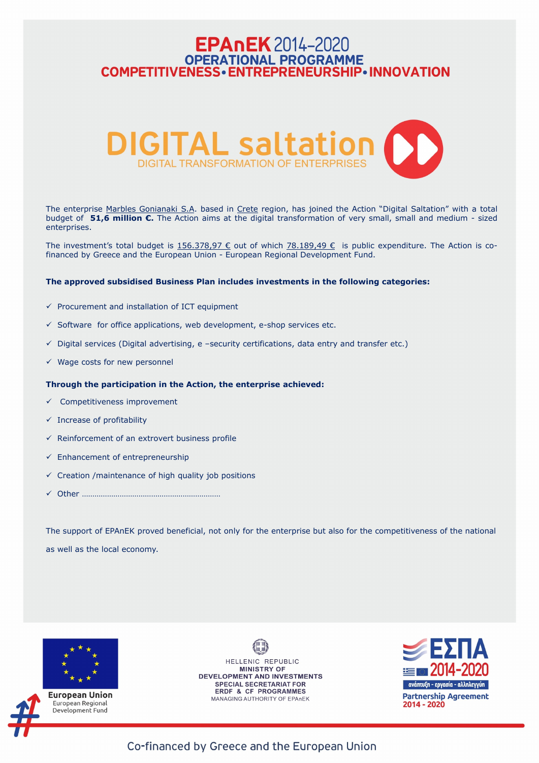# EPAnEK 2014-2020

## OPERATIONAL PROGRAMME

## COMPETITIVENESS•ENTREPRENEURSHIP•INNOVATION

# DIGITAL saltation

DIGITAL TRANSFORMATION OF ENTERPRISES

The enterprise Marbles Gonianaki S.A. based in Crete region, has joined the Action "Digital Saltation" with a total budget of **51,6 million €.** The Action aims at the digital transformation of very small, small and medium - sized enterprises.

The investment's total budget is 156.378,97 € out of which 78.189,49 € is public expenditure. The Action is co-financed by Greece and the European Union - European Regional Development Fund.

**The approved subsidised Business Plan includes investments in the following categories:**

- ✓ Procurement and installation of ICT equipment
- ✓ Software for office applications, web development, e-shop services etc.
- ✓ Digital services (Digital advertising, e –security certifications, data entry and transfer etc.)
- ✓ Wage costs for new personnel

**Through the participation in the Action, the enterprise achieved:**

- ✓ Competitiveness improvement
- ✓ Increase of profitability
- ✓ Reinforcement of an extrovert business profile
- ✓ Enhancement of entrepreneurship
- ✓ Creation /maintenance of high quality job positions
- ✓ Other ……………………………………………………………

The support of EPAnEK proved beneficial, not only for the enterprise but also for the competitiveness of the national as well as the local economy.

European Union
European Regional Development Fund

HELLENIC REPUBLIC
MINISTRY OF
DEVELOPMENT AND INVESTMENTS
SPECIAL SECRETARIAT FOR
ERDF & CF PROGRAMMES
MANAGING AUTHORITY OF EPAnEK

ΕΣΠΑ 2014-2020
ανάπτυξη - εργασία - αλληλεγγύη
Partnership Agreement
2014 - 2020

Co-financed by Greece and the European Union